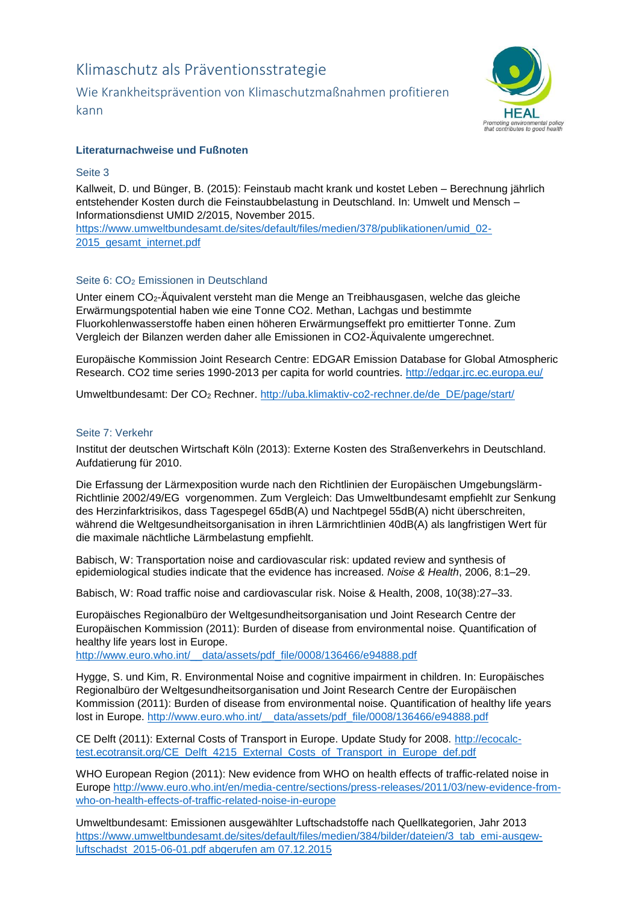# Klimaschutz als Präventionsstrategie

## Wie Krankheitsprävention von Klimaschutzmaßnahmen profitieren kann

HEAL
Promoting environmental policy that contributes to good health

### Literaturnachweise und Fußnoten

#### Seite 3

Kallweit, D. und Bünger, B. (2015): Feinstaub macht krank und kostet Leben – Berechnung jährlich entstehender Kosten durch die Feinstaubbelastung in Deutschland. In: Umwelt und Mensch – Informationsdienst UMID 2/2015, November 2015. https://www.umweltbundesamt.de/sites/default/files/medien/378/publikationen/umid_02-2015_gesamt_internet.pdf

#### Seite 6: $CO_2$ Emissionen in Deutschland

Unter einem $CO_2$-Äquivalent versteht man die Menge an Treibhausgasen, welche das gleiche Erwärmungspotential haben wie eine Tonne CO2. Methan, Lachgas und bestimmte Fluorkohlenwasserstoffe haben einen höheren Erwärmungseffekt pro emittierter Tonne. Zum Vergleich der Bilanzen werden daher alle Emissionen in CO2-Äquivalente umgerechnet.

Europäische Kommission Joint Research Centre: EDGAR Emission Database for Global Atmospheric Research. CO2 time series 1990-2013 per capita for world countries. http://edgar.jrc.ec.europa.eu/

Umweltbundesamt: Der $CO_2$ Rechner. http://uba.klimaktiv-co2-rechner.de/de_DE/page/start/

#### Seite 7: Verkehr

Institut der deutschen Wirtschaft Köln (2013): Externe Kosten des Straßenverkehrs in Deutschland. Aufdatierung für 2010.

Die Erfassung der Lärmexposition wurde nach den Richtlinien der Europäischen Umgebungslärm-Richtlinie 2002/49/EG vorgenommen. Zum Vergleich: Das Umweltbundesamt empfiehlt zur Senkung des Herzinfarktrisikos, dass Tagespegel 65dB(A) und Nachtpegel 55dB(A) nicht überschreiten, während die Weltgesundheitsorganisation in ihren Lärmrichtlinien 40dB(A) als langfristigen Wert für die maximale nächtliche Lärmbelastung empfiehlt.

Babisch, W: Transportation noise and cardiovascular risk: updated review and synthesis of epidemiological studies indicate that the evidence has increased. *Noise & Health*, 2006, 8:1–29.

Babisch, W: Road traffic noise and cardiovascular risk. Noise & Health, 2008, 10(38):27–33.

Europäisches Regionalbüro der Weltgesundheitsorganisation und Joint Research Centre der Europäischen Kommission (2011): Burden of disease from environmental noise. Quantification of healthy life years lost in Europe. http://www.euro.who.int/__data/assets/pdf_file/0008/136466/e94888.pdf

Hygge, S. und Kim, R. Environmental Noise and cognitive impairment in children. In: Europäisches Regionalbüro der Weltgesundheitsorganisation und Joint Research Centre der Europäischen Kommission (2011): Burden of disease from environmental noise. Quantification of healthy life years lost in Europe. http://www.euro.who.int/__data/assets/pdf_file/0008/136466/e94888.pdf

CE Delft (2011): External Costs of Transport in Europe. Update Study for 2008. http://ecocalc-test.ecotransit.org/CE_Delft_4215_External_Costs_of_Transport_in_Europe_def.pdf

WHO European Region (2011): New evidence from WHO on health effects of traffic-related noise in Europe http://www.euro.who.int/en/media-centre/sections/press-releases/2011/03/new-evidence-from-who-on-health-effects-of-traffic-related-noise-in-europe

Umweltbundesamt: Emissionen ausgewählter Luftschadstoffe nach Quellkategorien, Jahr 2013 https://www.umweltbundesamt.de/sites/default/files/medien/384/bilder/dateien/3_tab_emi-ausgew-luftschadst_2015-06-01.pdf abgerufen am 07.12.2015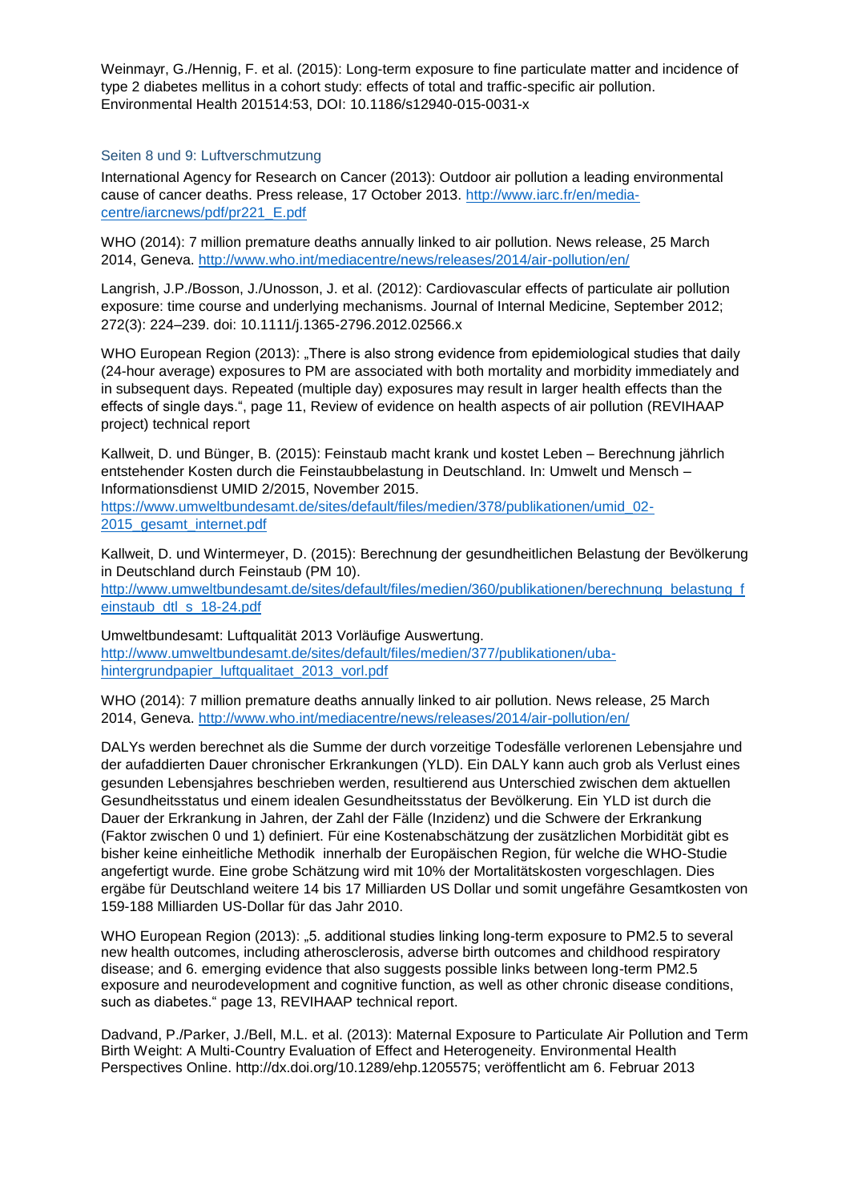Weinmayr, G./Hennig, F. et al. (2015): Long-term exposure to fine particulate matter and incidence of type 2 diabetes mellitus in a cohort study: effects of total and traffic-specific air pollution. Environmental Health 201514:53, DOI: 10.1186/s12940-015-0031-x

### Seiten 8 und 9: Luftverschmutzung

International Agency for Research on Cancer (2013): Outdoor air pollution a leading environmental cause of cancer deaths. Press release, 17 October 2013. [http://www.iarc.fr/en/media-centre/iarcnews/pdf/pr221_E.pdf](http://www.iarc.fr/en/media-centre/iarcnews/pdf/pr221_E.pdf)

WHO (2014): 7 million premature deaths annually linked to air pollution. News release, 25 March 2014, Geneva. [http://www.who.int/mediacentre/news/releases/2014/air-pollution/en/](http://www.who.int/mediacentre/news/releases/2014/air-pollution/en/)

Langrish, J.P./Bosson, J./Unosson, J. et al. (2012): Cardiovascular effects of particulate air pollution exposure: time course and underlying mechanisms. Journal of Internal Medicine, September 2012; 272(3): 224–239. doi: 10.1111/j.1365-2796.2012.02566.x

WHO European Region (2013): „There is also strong evidence from epidemiological studies that daily (24-hour average) exposures to PM are associated with both mortality and morbidity immediately and in subsequent days. Repeated (multiple day) exposures may result in larger health effects than the effects of single days.", page 11, Review of evidence on health aspects of air pollution (REVIHAAP project) technical report

Kallweit, D. und Bünger, B. (2015): Feinstaub macht krank und kostet Leben – Berechnung jährlich entstehender Kosten durch die Feinstaubbelastung in Deutschland. In: Umwelt und Mensch – Informationsdienst UMID 2/2015, November 2015. [https://www.umweltbundesamt.de/sites/default/files/medien/378/publikationen/umid_02-2015_gesamt_internet.pdf](https://www.umweltbundesamt.de/sites/default/files/medien/378/publikationen/umid_02-2015_gesamt_internet.pdf)

Kallweit, D. und Wintermeyer, D. (2015): Berechnung der gesundheitlichen Belastung der Bevölkerung in Deutschland durch Feinstaub (PM 10). [http://www.umweltbundesamt.de/sites/default/files/medien/360/publikationen/berechnung_belastung_feinstaub_dtl_s_18-24.pdf](http://www.umweltbundesamt.de/sites/default/files/medien/360/publikationen/berechnung_belastung_feinstaub_dtl_s_18-24.pdf)

Umweltbundesamt: Luftqualität 2013 Vorläufige Auswertung. [http://www.umweltbundesamt.de/sites/default/files/medien/377/publikationen/uba-hintergrundpapier_luftqualitaet_2013_vorl.pdf](http://www.umweltbundesamt.de/sites/default/files/medien/377/publikationen/uba-hintergrundpapier_luftqualitaet_2013_vorl.pdf)

WHO (2014): 7 million premature deaths annually linked to air pollution. News release, 25 March 2014, Geneva. [http://www.who.int/mediacentre/news/releases/2014/air-pollution/en/](http://www.who.int/mediacentre/news/releases/2014/air-pollution/en/)

DALYs werden berechnet als die Summe der durch vorzeitige Todesfälle verlorenen Lebensjahre und der aufaddierten Dauer chronischer Erkrankungen (YLD). Ein DALY kann auch grob als Verlust eines gesunden Lebensjahres beschrieben werden, resultierend aus Unterschied zwischen dem aktuellen Gesundheitsstatus und einem idealen Gesundheitsstatus der Bevölkerung. Ein YLD ist durch die Dauer der Erkrankung in Jahren, der Zahl der Fälle (Inzidenz) und die Schwere der Erkrankung (Faktor zwischen 0 und 1) definiert. Für eine Kostenabschätzung der zusätzlichen Morbidität gibt es bisher keine einheitliche Methodik innerhalb der Europäischen Region, für welche die WHO-Studie angefertigt wurde. Eine grobe Schätzung wird mit 10% der Mortalitätskosten vorgeschlagen. Dies ergäbe für Deutschland weitere 14 bis 17 Milliarden US Dollar und somit ungefähre Gesamtkosten von 159-188 Milliarden US-Dollar für das Jahr 2010.

WHO European Region (2013): „5. additional studies linking long-term exposure to PM2.5 to several new health outcomes, including atherosclerosis, adverse birth outcomes and childhood respiratory disease; and 6. emerging evidence that also suggests possible links between long-term PM2.5 exposure and neurodevelopment and cognitive function, as well as other chronic disease conditions, such as diabetes." page 13, REVIHAAP technical report.

Dadvand, P./Parker, J./Bell, M.L. et al. (2013): Maternal Exposure to Particulate Air Pollution and Term Birth Weight: A Multi-Country Evaluation of Effect and Heterogeneity. Environmental Health Perspectives Online. http://dx.doi.org/10.1289/ehp.1205575; veröffentlicht am 6. Februar 2013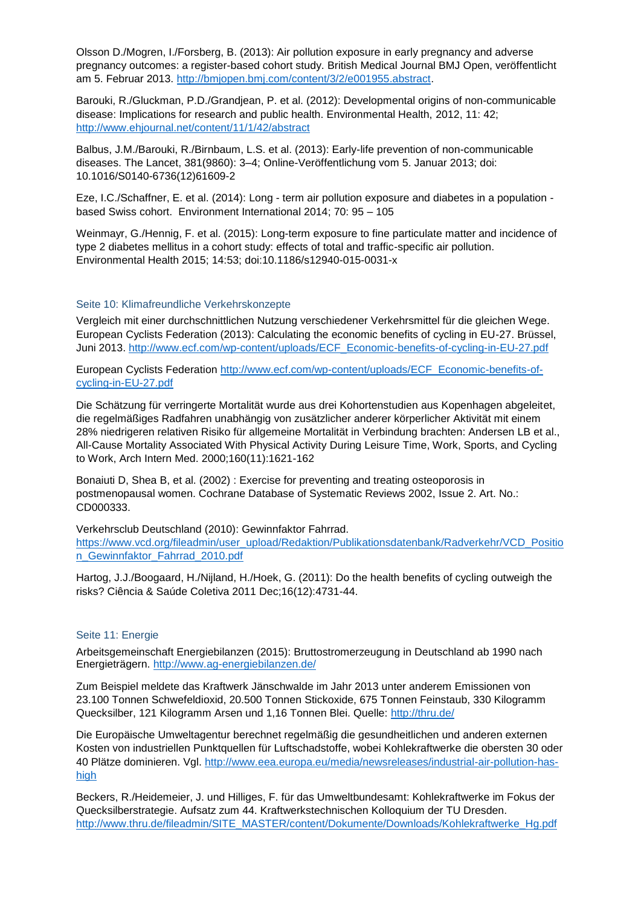Olsson D./Mogren, I./Forsberg, B. (2013): Air pollution exposure in early pregnancy and adverse pregnancy outcomes: a register-based cohort study. British Medical Journal BMJ Open, veröffentlicht am 5. Februar 2013. http://bmjopen.bmj.com/content/3/2/e001955.abstract.

Barouki, R./Gluckman, P.D./Grandjean, P. et al. (2012): Developmental origins of non-communicable disease: Implications for research and public health. Environmental Health, 2012, 11: 42; http://www.ehjournal.net/content/11/1/42/abstract

Balbus, J.M./Barouki, R./Birnbaum, L.S. et al. (2013): Early-life prevention of non-communicable diseases. The Lancet, 381(9860): 3–4; Online-Veröffentlichung vom 5. Januar 2013; doi: 10.1016/S0140-6736(12)61609-2

Eze, I.C./Schaffner, E. et al. (2014): Long - term air pollution exposure and diabetes in a population - based Swiss cohort.  Environment International 2014; 70: 95 – 105

Weinmayr, G./Hennig, F. et al. (2015): Long-term exposure to fine particulate matter and incidence of type 2 diabetes mellitus in a cohort study: effects of total and traffic-specific air pollution. Environmental Health 2015; 14:53; doi:10.1186/s12940-015-0031-x

### Seite 10: Klimafreundliche Verkehrskonzepte

Vergleich mit einer durchschnittlichen Nutzung verschiedener Verkehrsmittel für die gleichen Wege. European Cyclists Federation (2013): Calculating the economic benefits of cycling in EU-27. Brüssel, Juni 2013. http://www.ecf.com/wp-content/uploads/ECF_Economic-benefits-of-cycling-in-EU-27.pdf

European Cyclists Federation http://www.ecf.com/wp-content/uploads/ECF_Economic-benefits-of-cycling-in-EU-27.pdf

Die Schätzung für verringerte Mortalität wurde aus drei Kohortenstudien aus Kopenhagen abgeleitet, die regelmäßiges Radfahren unabhängig von zusätzlicher anderer körperlicher Aktivität mit einem 28% niedrigeren relativen Risiko für allgemeine Mortalität in Verbindung brachten: Andersen LB et al., All-Cause Mortality Associated With Physical Activity During Leisure Time, Work, Sports, and Cycling to Work, Arch Intern Med. 2000;160(11):1621-162

Bonaiuti D, Shea B, et al. (2002) : Exercise for preventing and treating osteoporosis in postmenopausal women. Cochrane Database of Systematic Reviews 2002, Issue 2. Art. No.: CD000333.

Verkehrsclub Deutschland (2010): Gewinnfaktor Fahrrad. https://www.vcd.org/fileadmin/user_upload/Redaktion/Publikationsdatenbank/Radverkehr/VCD_Position_Gewinnfaktor_Fahrrad_2010.pdf

Hartog, J.J./Boogaard, H./Nijland, H./Hoek, G. (2011): Do the health benefits of cycling outweigh the risks? Ciência & Saúde Coletiva 2011 Dec;16(12):4731-44.

### Seite 11: Energie

Arbeitsgemeinschaft Energiebilanzen (2015): Bruttostromerzeugung in Deutschland ab 1990 nach Energieträgern. http://www.ag-energiebilanzen.de/

Zum Beispiel meldete das Kraftwerk Jänschwalde im Jahr 2013 unter anderem Emissionen von 23.100 Tonnen Schwefeldioxid, 20.500 Tonnen Stickoxide, 675 Tonnen Feinstaub, 330 Kilogramm Quecksilber, 121 Kilogramm Arsen und 1,16 Tonnen Blei. Quelle: http://thru.de/

Die Europäische Umweltagentur berechnet regelmäßig die gesundheitlichen und anderen externen Kosten von industriellen Punktquellen für Luftschadstoffe, wobei Kohlekraftwerke die obersten 30 oder 40 Plätze dominieren. Vgl. http://www.eea.europa.eu/media/newsreleases/industrial-air-pollution-has-high

Beckers, R./Heidemeier, J. und Hilliges, F. für das Umweltbundesamt: Kohlekraftwerke im Fokus der Quecksilberstrategie. Aufsatz zum 44. Kraftwerkstechnischen Kolloquium der TU Dresden. http://www.thru.de/fileadmin/SITE_MASTER/content/Dokumente/Downloads/Kohlekraftwerke_Hg.pdf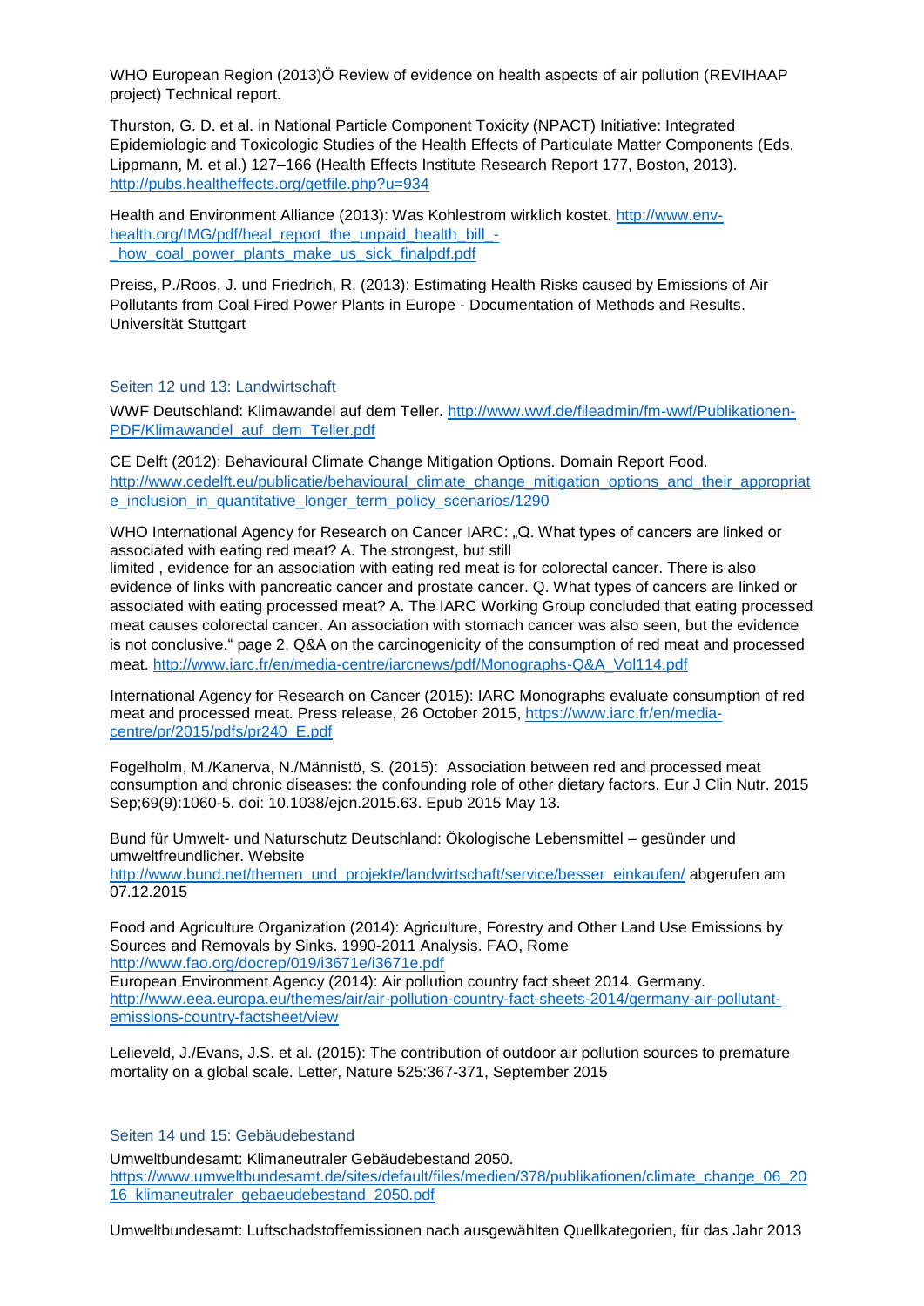WHO European Region (2013)Ö Review of evidence on health aspects of air pollution (REVIHAAP project) Technical report.

Thurston, G. D. et al. in National Particle Component Toxicity (NPACT) Initiative: Integrated Epidemiologic and Toxicologic Studies of the Health Effects of Particulate Matter Components (Eds. Lippmann, M. et al.) 127–166 (Health Effects Institute Research Report 177, Boston, 2013). http://pubs.healtheffects.org/getfile.php?u=934

Health and Environment Alliance (2013): Was Kohlestrom wirklich kostet. http://www.env-health.org/IMG/pdf/heal_report_the_unpaid_health_bill_-_how_coal_power_plants_make_us_sick_finalpdf.pdf

Preiss, P./Roos, J. und Friedrich, R. (2013): Estimating Health Risks caused by Emissions of Air Pollutants from Coal Fired Power Plants in Europe - Documentation of Methods and Results. Universität Stuttgart

### Seiten 12 und 13: Landwirtschaft

WWF Deutschland: Klimawandel auf dem Teller. http://www.wwf.de/fileadmin/fm-wwf/Publikationen-PDF/Klimawandel_auf_dem_Teller.pdf

CE Delft (2012): Behavioural Climate Change Mitigation Options. Domain Report Food. http://www.cedelft.eu/publicatie/behavioural_climate_change_mitigation_options_and_their_appropriate_inclusion_in_quantitative_longer_term_policy_scenarios/1290

WHO International Agency for Research on Cancer IARC: „Q. What types of cancers are linked or associated with eating red meat? A. The strongest, but still limited , evidence for an association with eating red meat is for colorectal cancer. There is also evidence of links with pancreatic cancer and prostate cancer. Q. What types of cancers are linked or associated with eating processed meat? A. The IARC Working Group concluded that eating processed meat causes colorectal cancer. An association with stomach cancer was also seen, but the evidence is not conclusive." page 2, Q&A on the carcinogenicity of the consumption of red meat and processed meat. http://www.iarc.fr/en/media-centre/iarcnews/pdf/Monographs-Q&A_Vol114.pdf

International Agency for Research on Cancer (2015): IARC Monographs evaluate consumption of red meat and processed meat. Press release, 26 October 2015, https://www.iarc.fr/en/media-centre/pr/2015/pdfs/pr240_E.pdf

Fogelholm, M./Kanerva, N./Männistö, S. (2015): Association between red and processed meat consumption and chronic diseases: the confounding role of other dietary factors. Eur J Clin Nutr. 2015 Sep;69(9):1060-5. doi: 10.1038/ejcn.2015.63. Epub 2015 May 13.

Bund für Umwelt- und Naturschutz Deutschland: Ökologische Lebensmittel – gesünder und umweltfreundlicher. Website http://www.bund.net/themen_und_projekte/landwirtschaft/service/besser_einkaufen/ abgerufen am 07.12.2015

Food and Agriculture Organization (2014): Agriculture, Forestry and Other Land Use Emissions by Sources and Removals by Sinks. 1990-2011 Analysis. FAO, Rome http://www.fao.org/docrep/019/i3671e/i3671e.pdf
European Environment Agency (2014): Air pollution country fact sheet 2014. Germany. http://www.eea.europa.eu/themes/air/air-pollution-country-fact-sheets-2014/germany-air-pollutant-emissions-country-factsheet/view

Lelieveld, J./Evans, J.S. et al. (2015): The contribution of outdoor air pollution sources to premature mortality on a global scale. Letter, Nature 525:367-371, September 2015

### Seiten 14 und 15: Gebäudebestand

Umweltbundesamt: Klimaneutraler Gebäudebestand 2050. https://www.umweltbundesamt.de/sites/default/files/medien/378/publikationen/climate_change_06_2016_klimaneutraler_gebaeudebestand_2050.pdf

Umweltbundesamt: Luftschadstoffemissionen nach ausgewählten Quellkategorien, für das Jahr 2013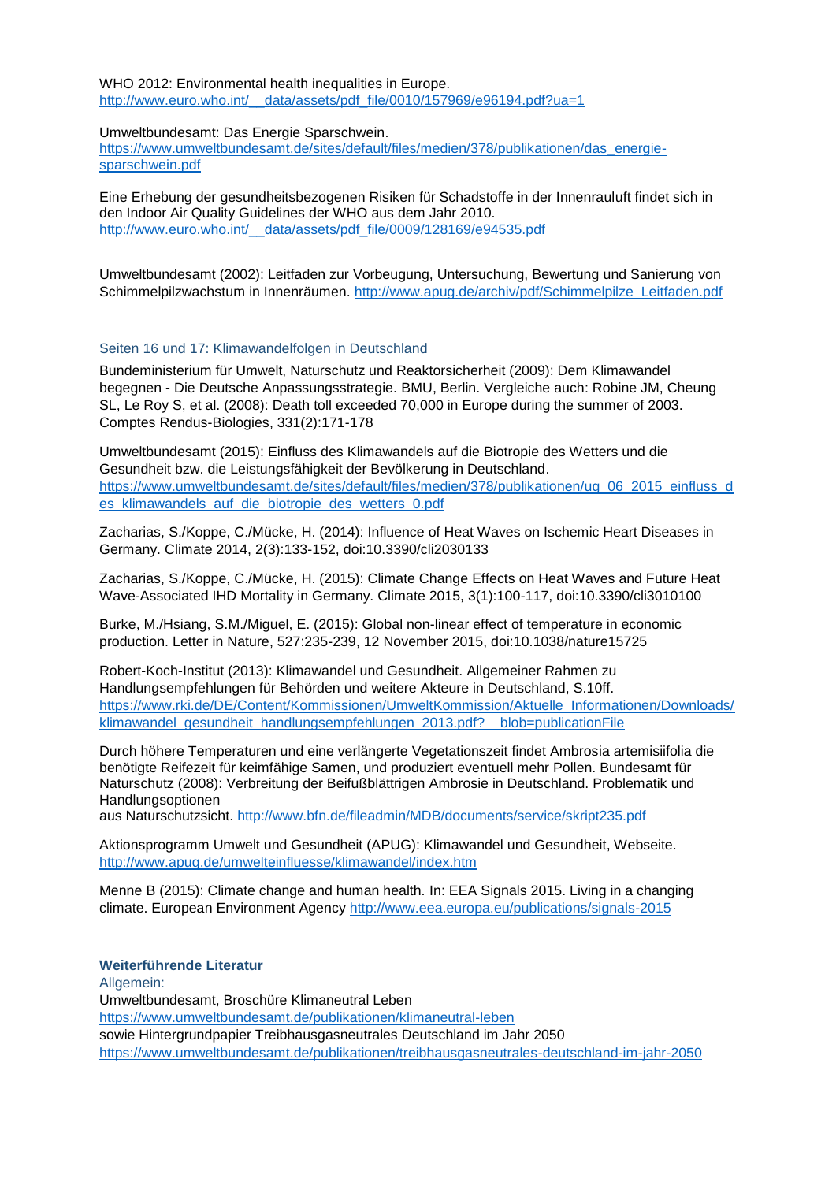WHO 2012: Environmental health inequalities in Europe.
http://www.euro.who.int/__data/assets/pdf_file/0010/157969/e96194.pdf?ua=1

Umweltbundesamt: Das Energie Sparschwein.
https://www.umweltbundesamt.de/sites/default/files/medien/378/publikationen/das_energie-sparschwein.pdf

Eine Erhebung der gesundheitsbezogenen Risiken für Schadstoffe in der Innenrauluft findet sich in den Indoor Air Quality Guidelines der WHO aus dem Jahr 2010.
http://www.euro.who.int/__data/assets/pdf_file/0009/128169/e94535.pdf

Umweltbundesamt (2002): Leitfaden zur Vorbeugung, Untersuchung, Bewertung und Sanierung von Schimmelpilzwachstum in Innenräumen. http://www.apug.de/archiv/pdf/Schimmelpilze_Leitfaden.pdf

### Seiten 16 und 17: Klimawandelfolgen in Deutschland

Bundeministerium für Umwelt, Naturschutz und Reaktorsicherheit (2009): Dem Klimawandel begegnen - Die Deutsche Anpassungsstrategie. BMU, Berlin. Vergleiche auch: Robine JM, Cheung SL, Le Roy S, et al. (2008): Death toll exceeded 70,000 in Europe during the summer of 2003. Comptes Rendus-Biologies, 331(2):171-178

Umweltbundesamt (2015): Einfluss des Klimawandels auf die Biotropie des Wetters und die Gesundheit bzw. die Leistungsfähigkeit der Bevölkerung in Deutschland.
https://www.umweltbundesamt.de/sites/default/files/medien/378/publikationen/ug_06_2015_einfluss_des_klimawandels_auf_die_biotropie_des_wetters_0.pdf

Zacharias, S./Koppe, C./Mücke, H. (2014): Influence of Heat Waves on Ischemic Heart Diseases in Germany. Climate 2014, 2(3):133-152, doi:10.3390/cli2030133

Zacharias, S./Koppe, C./Mücke, H. (2015): Climate Change Effects on Heat Waves and Future Heat Wave-Associated IHD Mortality in Germany. Climate 2015, 3(1):100-117, doi:10.3390/cli3010100

Burke, M./Hsiang, S.M./Miguel, E. (2015): Global non-linear effect of temperature in economic production. Letter in Nature, 527:235-239, 12 November 2015, doi:10.1038/nature15725

Robert-Koch-Institut (2013): Klimawandel und Gesundheit. Allgemeiner Rahmen zu Handlungsempfehlungen für Behörden und weitere Akteure in Deutschland, S.10ff.
https://www.rki.de/DE/Content/Kommissionen/UmweltKommission/Aktuelle_Informationen/Downloads/klimawandel_gesundheit_handlungsempfehlungen_2013.pdf?__blob=publicationFile

Durch höhere Temperaturen und eine verlängerte Vegetationszeit findet Ambrosia artemisiifolia die benötigte Reifezeit für keimfähige Samen, und produziert eventuell mehr Pollen. Bundesamt für Naturschutz (2008): Verbreitung der Beifußblättrigen Ambrosie in Deutschland. Problematik und Handlungsoptionen
aus Naturschutzsicht. http://www.bfn.de/fileadmin/MDB/documents/service/skript235.pdf

Aktionsprogramm Umwelt und Gesundheit (APUG): Klimawandel und Gesundheit, Webseite.
http://www.apug.de/umwelteinfluesse/klimawandel/index.htm

Menne B (2015): Climate change and human health. In: EEA Signals 2015. Living in a changing climate. European Environment Agency http://www.eea.europa.eu/publications/signals-2015

### Weiterführende Literatur

Allgemein:
Umweltbundesamt, Broschüre Klimaneutral Leben
https://www.umweltbundesamt.de/publikationen/klimaneutral-leben
sowie Hintergrundpapier Treibhausgasneutrales Deutschland im Jahr 2050
https://www.umweltbundesamt.de/publikationen/treibhausgasneutrales-deutschland-im-jahr-2050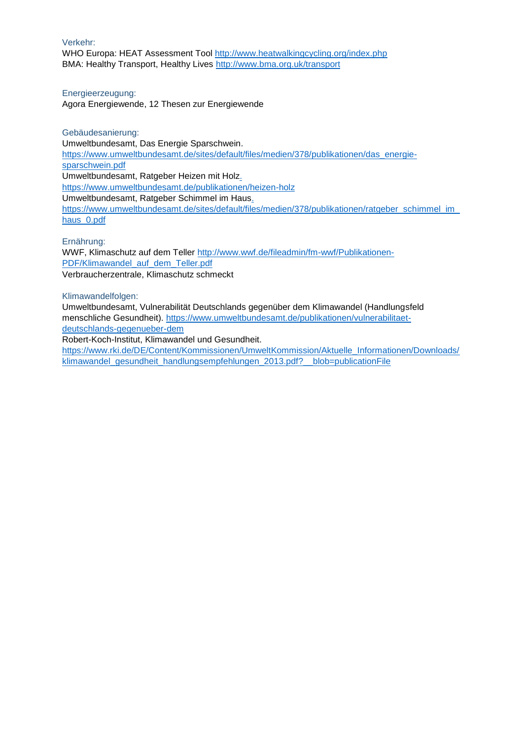Verkehr:
WHO Europa: HEAT Assessment Tool http://www.heatwalkingcycling.org/index.php
BMA: Healthy Transport, Healthy Lives http://www.bma.org.uk/transport

Energieerzeugung:
Agora Energiewende, 12 Thesen zur Energiewende

Gebäudesanierung:
Umweltbundesamt, Das Energie Sparschwein.
https://www.umweltbundesamt.de/sites/default/files/medien/378/publikationen/das_energie-sparschwein.pdf
Umweltbundesamt, Ratgeber Heizen mit Holz.
https://www.umweltbundesamt.de/publikationen/heizen-holz
Umweltbundesamt, Ratgeber Schimmel im Haus.
https://www.umweltbundesamt.de/sites/default/files/medien/378/publikationen/ratgeber_schimmel_im_haus_0.pdf

Ernährung:
WWF, Klimaschutz auf dem Teller http://www.wwf.de/fileadmin/fm-wwf/Publikationen-PDF/Klimawandel_auf_dem_Teller.pdf
Verbraucherzentrale, Klimaschutz schmeckt

Klimawandelfolgen:
Umweltbundesamt, Vulnerabilität Deutschlands gegenüber dem Klimawandel (Handlungsfeld menschliche Gesundheit). https://www.umweltbundesamt.de/publikationen/vulnerabilitaet-deutschlands-gegenueber-dem
Robert-Koch-Institut, Klimawandel und Gesundheit.
https://www.rki.de/DE/Content/Kommissionen/UmweltKommission/Aktuelle_Informationen/Downloads/klimawandel_gesundheit_handlungsempfehlungen_2013.pdf?__blob=publicationFile